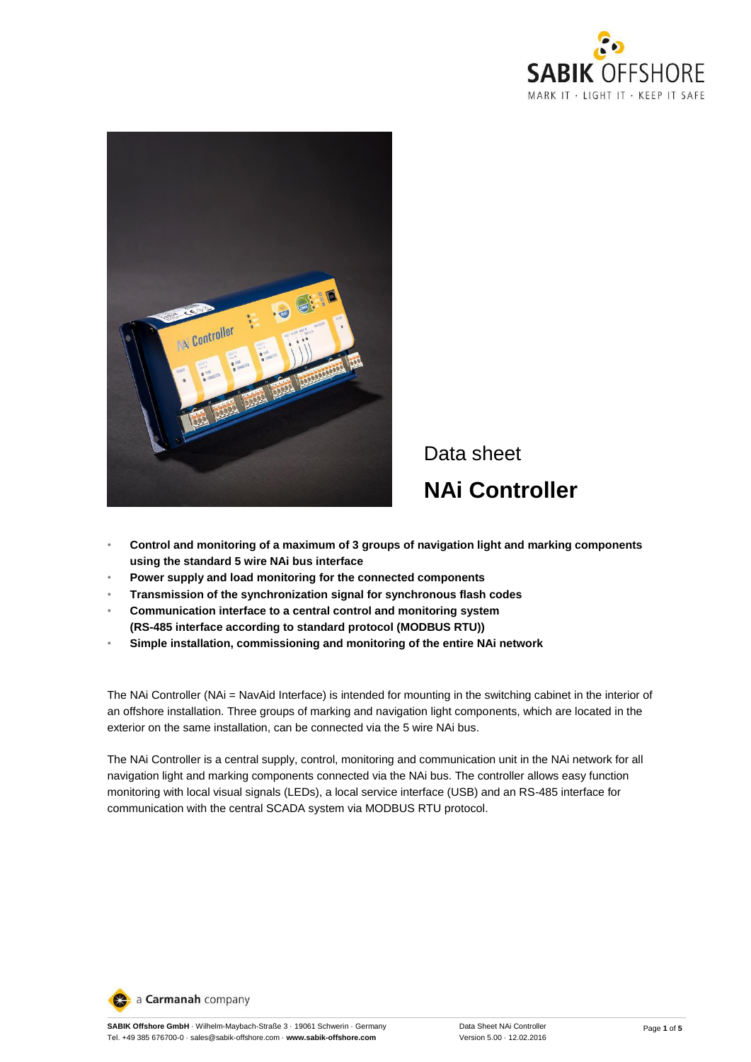Data sheet

# NAi Controller

- **Control and monitoring of a maximum of 3 groups of navigation light and marking components using the standard 5 wire NAi bus interface**
- **Power supply and load monitoring for the connected components**
- **Transmission of the synchronization signal for synchronous flash codes**
- **Communication interface to a central control and monitoring system (RS-485 interface according to standard protocol (MODBUS RTU))**
- **Simple installation, commissioning and monitoring of the entire NAi network**

The NAi Controller (NAi = NavAid Interface) is intended for mounting in the switching cabinet in the interior of an offshore installation. Three groups of marking and navigation light components, which are located in the exterior on the same installation, can be connected via the 5 wire NAi bus.

The NAi Controller is a central supply, control, monitoring and communication unit in the NAi network for all navigation light and marking components connected via the NAi bus. The controller allows easy function monitoring with local visual signals (LEDs), a local service interface (USB) and an RS-485 interface for communication with the central SCADA system via MODBUS RTU protocol.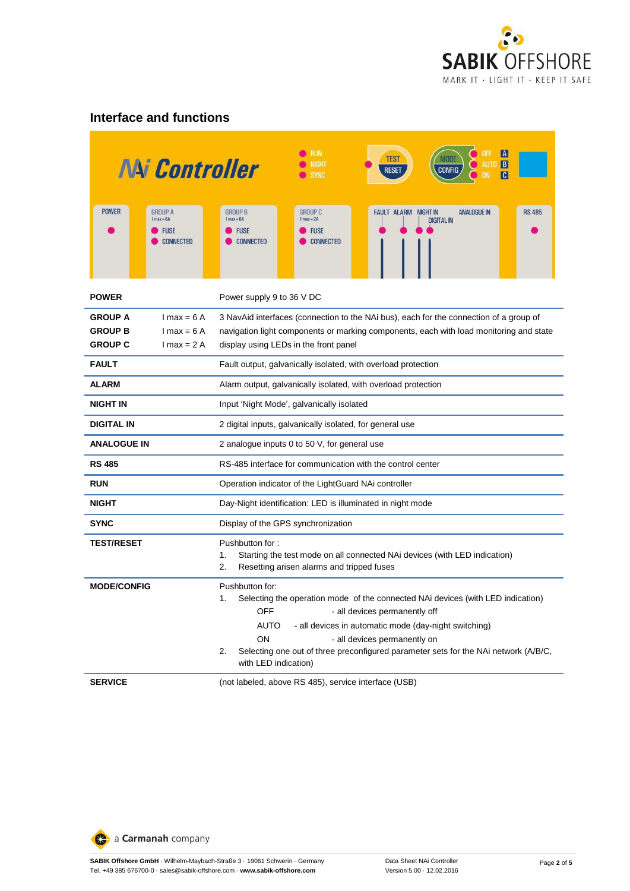## Interface and functions

| | | |
|---|---|---|
| **POWER** | | Power supply 9 to 36 V DC |
| **GROUP A**<br>**GROUP B**<br>**GROUP C** | I max = 6 A<br>I max = 6 A<br>I max = 2 A | 3 NavAid interfaces (connection to the NAi bus), each for the connection of a group of navigation light components or marking components, each with load monitoring and state display using LEDs in the front panel |
| **FAULT** | | Fault output, galvanically isolated, with overload protection |
| **ALARM** | | Alarm output, galvanically isolated, with overload protection |
| **NIGHT IN** | | Input 'Night Mode', galvanically isolated |
| **DIGITAL IN** | | 2 digital inputs, galvanically isolated, for general use |
| **ANALOGUE IN** | | 2 analogue inputs 0 to 50 V, for general use |
| **RS 485** | | RS-485 interface for communication with the control center |
| **RUN** | | Operation indicator of the LightGuard NAi controller |
| **NIGHT** | | Day-Night identification: LED is illuminated in night mode |
| **SYNC** | | Display of the GPS synchronization |
| **TEST/RESET** | | Pushbutton for :<br>1. Starting the test mode on all connected NAi devices (with LED indication)<br>2. Resetting arisen alarms and tripped fuses |
| **MODE/CONFIG** | | Pushbutton for:<br>1. Selecting the operation mode of the connected NAi devices (with LED indication)<br>OFF - all devices permanently off<br>AUTO - all devices in automatic mode (day-night switching)<br>ON - all devices permanently on<br>2. Selecting one out of three preconfigured parameter sets for the NAi network (A/B/C, with LED indication) |
| **SERVICE** | | (not labeled, above RS 485), service interface (USB) |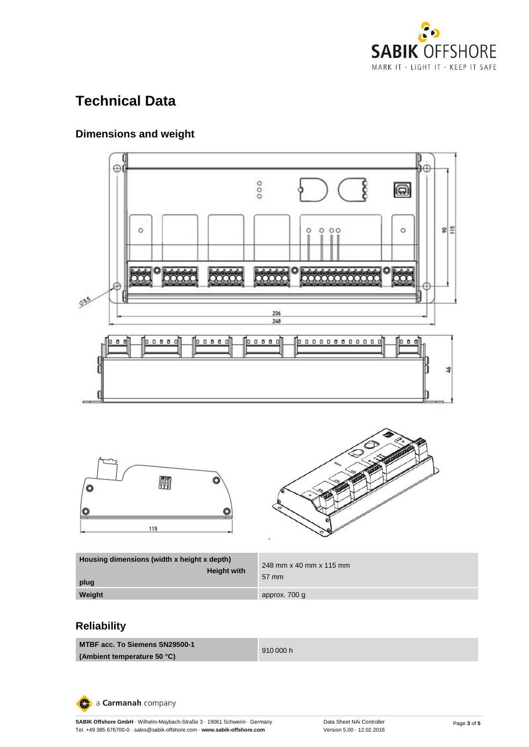# Technical Data

## Dimensions and weight

| Housing dimensions (width x height x depth) Height with plug | 248 mm x 40 mm x 115 mm 57 mm |
| --- | --- |
| Weight | approx. 700 g |

## Reliability

| MTBF acc. To Siemens SN29500-1 (Ambient temperature 50 °C) | 910 000 h |
| --- | --- |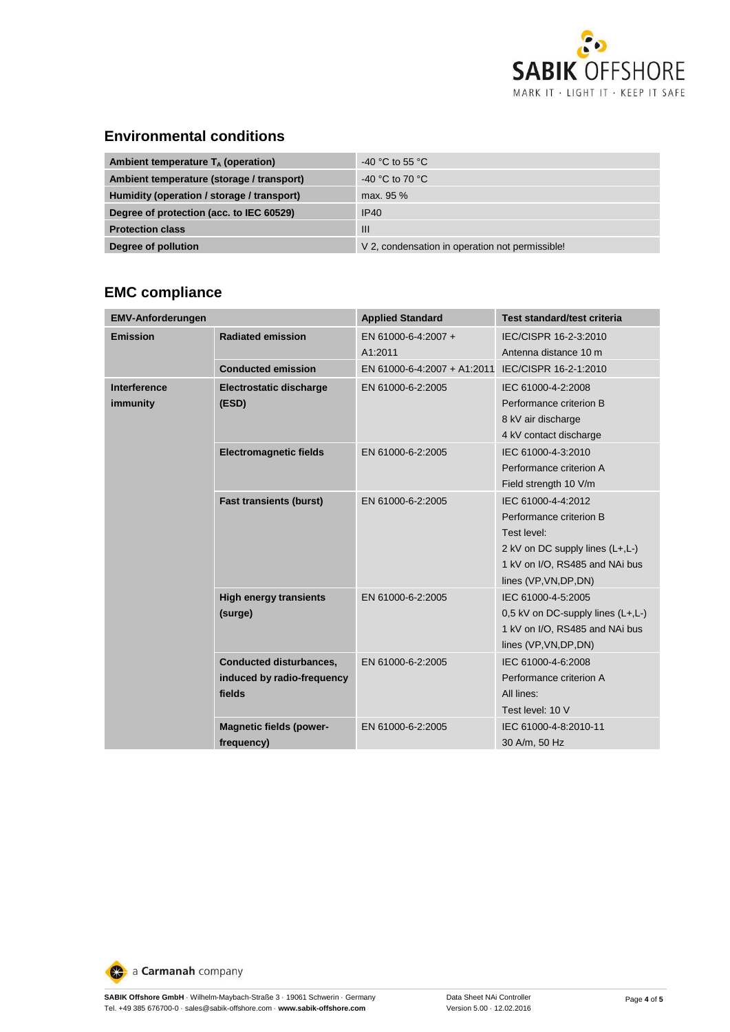## Environmental conditions

| | |
|---|---|
| **Ambient temperature $T_A$ (operation)** | -40 °C to 55 °C |
| **Ambient temperature (storage / transport)** | -40 °C to 70 °C |
| **Humidity (operation / storage / transport)** | max. 95 % |
| **Degree of protection (acc. to IEC 60529)** | IP40 |
| **Protection class** | III |
| **Degree of pollution** | V 2, condensation in operation not permissible! |

## EMC compliance

| EMV-Anforderungen | | Applied Standard | Test standard/test criteria |
|---|---|---|---|
| **Emission** | **Radiated emission** | EN 61000-6-4:2007 + A1:2011 | IEC/CISPR 16-2-3:2010<br>Antenna distance 10 m |
| | **Conducted emission** | EN 61000-6-4:2007 + A1:2011 | IEC/CISPR 16-2-1:2010 |
| **Interference immunity** | **Electrostatic discharge (ESD)** | EN 61000-6-2:2005 | IEC 61000-4-2:2008<br>Performance criterion B<br>8 kV air discharge<br>4 kV contact discharge |
| | **Electromagnetic fields** | EN 61000-6-2:2005 | IEC 61000-4-3:2010<br>Performance criterion A<br>Field strength 10 V/m |
| | **Fast transients (burst)** | EN 61000-6-2:2005 | IEC 61000-4-4:2012<br>Performance criterion B<br>Test level:<br>2 kV on DC supply lines (L+,L-)<br>1 kV on I/O, RS485 and NAi bus lines (VP,VN,DP,DN) |
| | **High energy transients (surge)** | EN 61000-6-2:2005 | IEC 61000-4-5:2005<br>0,5 kV on DC-supply lines (L+,L-)<br>1 kV on I/O, RS485 and NAi bus lines (VP,VN,DP,DN) |
| | **Conducted disturbances, induced by radio-frequency fields** | EN 61000-6-2:2005 | IEC 61000-4-6:2008<br>Performance criterion A<br>All lines:<br>Test level: 10 V |
| | **Magnetic fields (power-frequency)** | EN 61000-6-2:2005 | IEC 61000-4-8:2010-11<br>30 A/m, 50 Hz |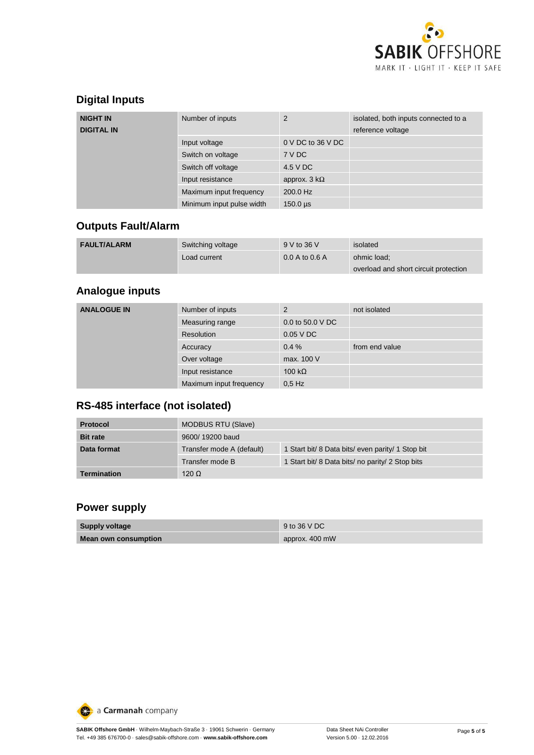## Digital Inputs

| | | | |
|---|---|---|---|
| **NIGHT IN**<br>**DIGITAL IN** | Number of inputs | 2 | isolated, both inputs connected to a reference voltage |
| | Input voltage | 0 V DC to 36 V DC | |
| | Switch on voltage | 7 V DC | |
| | Switch off voltage | 4.5 V DC | |
| | Input resistance | approx. 3 kΩ | |
| | Maximum input frequency | 200.0 Hz | |
| | Minimum input pulse width | 150.0 µs | |

## Outputs Fault/Alarm

| | | | |
|---|---|---|---|
| **FAULT/ALARM** | Switching voltage | 9 V to 36 V | isolated |
| | Load current | 0.0 A to 0.6 A | ohmic load;<br>overload and short circuit protection |

## Analogue inputs

| | | | |
|---|---|---|---|
| **ANALOGUE IN** | Number of inputs | 2 | not isolated |
| | Measuring range | 0.0 to 50.0 V DC | |
| | Resolution | 0.05 V DC | |
| | Accuracy | 0.4 % | from end value |
| | Over voltage | max. 100 V | |
| | Input resistance | 100 kΩ | |
| | Maximum input frequency | 0,5 Hz | |

## RS-485 interface (not isolated)

| | | |
|---|---|---|
| **Protocol** | MODBUS RTU (Slave) | |
| **Bit rate** | 9600/ 19200 baud | |
| **Data format** | Transfer mode A (default) | 1 Start bit/ 8 Data bits/ even parity/ 1 Stop bit |
| | Transfer mode B | 1 Start bit/ 8 Data bits/ no parity/ 2 Stop bits |
| **Termination** | 120 Ω | |

## Power supply

| | |
|---|---|
| **Supply voltage** | 9 to 36 V DC |
| **Mean own consumption** | approx. 400 mW |

a **Carmanah** company

**SABIK Offshore GmbH** · Wilhelm-Maybach-Straße 3 · 19061 Schwerin · Germany
Tel. +49 385 676700-0 · sales@sabik-offshore.com · **www.sabik-offshore.com**

Data Sheet NAi Controller
Version 5.00 · 12.02.2016